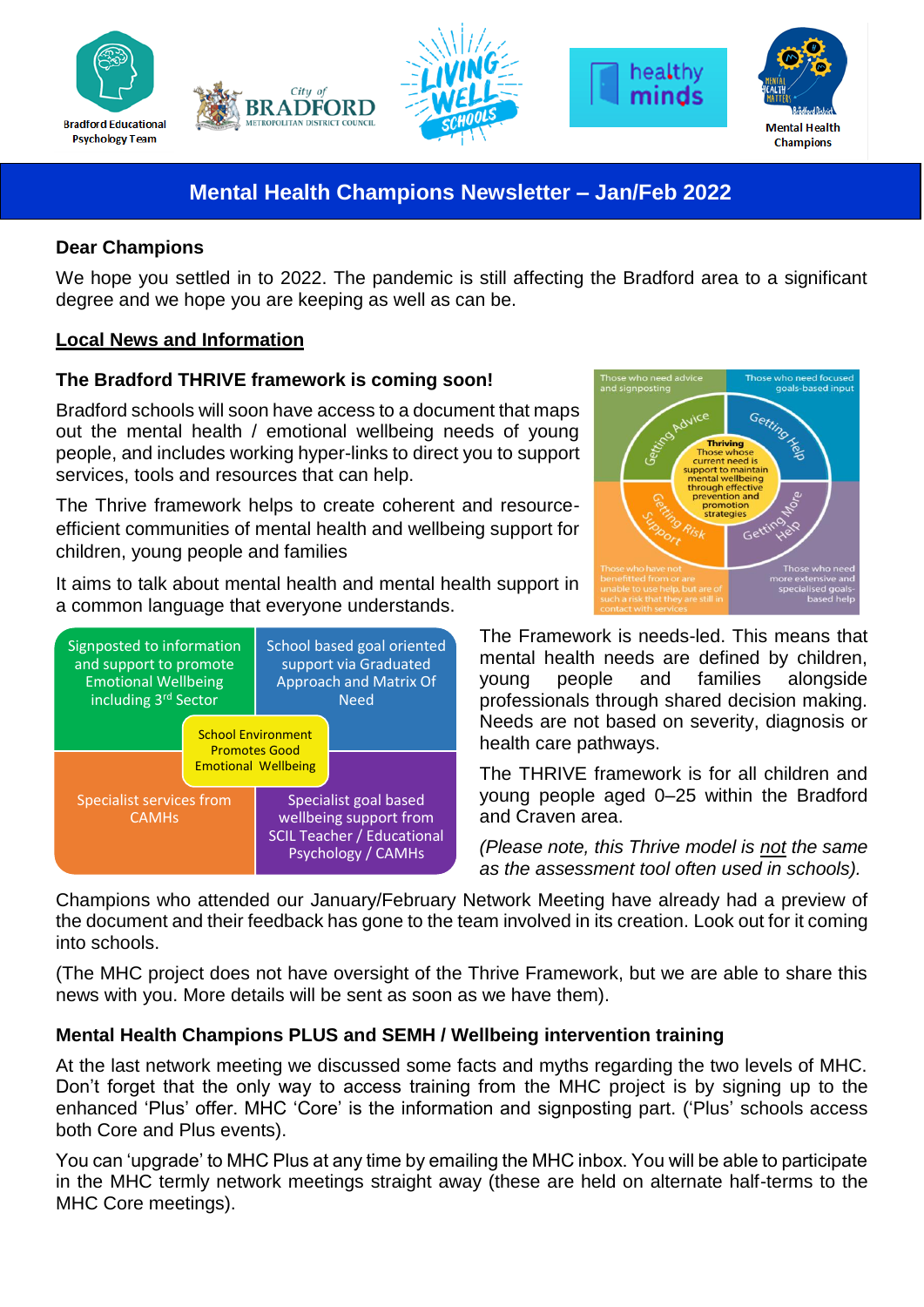# Mental Health Champions Newsletter – Jan/Feb 2022

**Dear Champions**

We hope you settled in to 2022. The pandemic is still affecting the Bradford area to a significant degree and we hope you are keeping as well as can be.

## Local News and Information

### The Bradford THRIVE framework is coming soon!

Bradford schools will soon have access to a document that maps out the mental health / emotional wellbeing needs of young people, and includes working hyper-links to direct you to support services, tools and resources that can help.

The Thrive framework helps to create coherent and resource-efficient communities of mental health and wellbeing support for children, young people and families

It aims to talk about mental health and mental health support in a common language that everyone understands.

The Framework is needs-led. This means that mental health needs are defined by children, young people and families alongside professionals through shared decision making. Needs are not based on severity, diagnosis or health care pathways.

The THRIVE framework is for all children and young people aged 0–25 within the Bradford and Craven area.

*(Please note, this Thrive model is not the same as the assessment tool often used in schools).*

Champions who attended our January/February Network Meeting have already had a preview of the document and their feedback has gone to the team involved in its creation. Look out for it coming into schools.

(The MHC project does not have oversight of the Thrive Framework, but we are able to share this news with you. More details will be sent as soon as we have them).

### Mental Health Champions PLUS and SEMH / Wellbeing intervention training

At the last network meeting we discussed some facts and myths regarding the two levels of MHC. Don't forget that the only way to access training from the MHC project is by signing up to the enhanced 'Plus' offer. MHC 'Core' is the information and signposting part. ('Plus' schools access both Core and Plus events).

You can 'upgrade' to MHC Plus at any time by emailing the MHC inbox. You will be able to participate in the MHC termly network meetings straight away (these are held on alternate half-terms to the MHC Core meetings).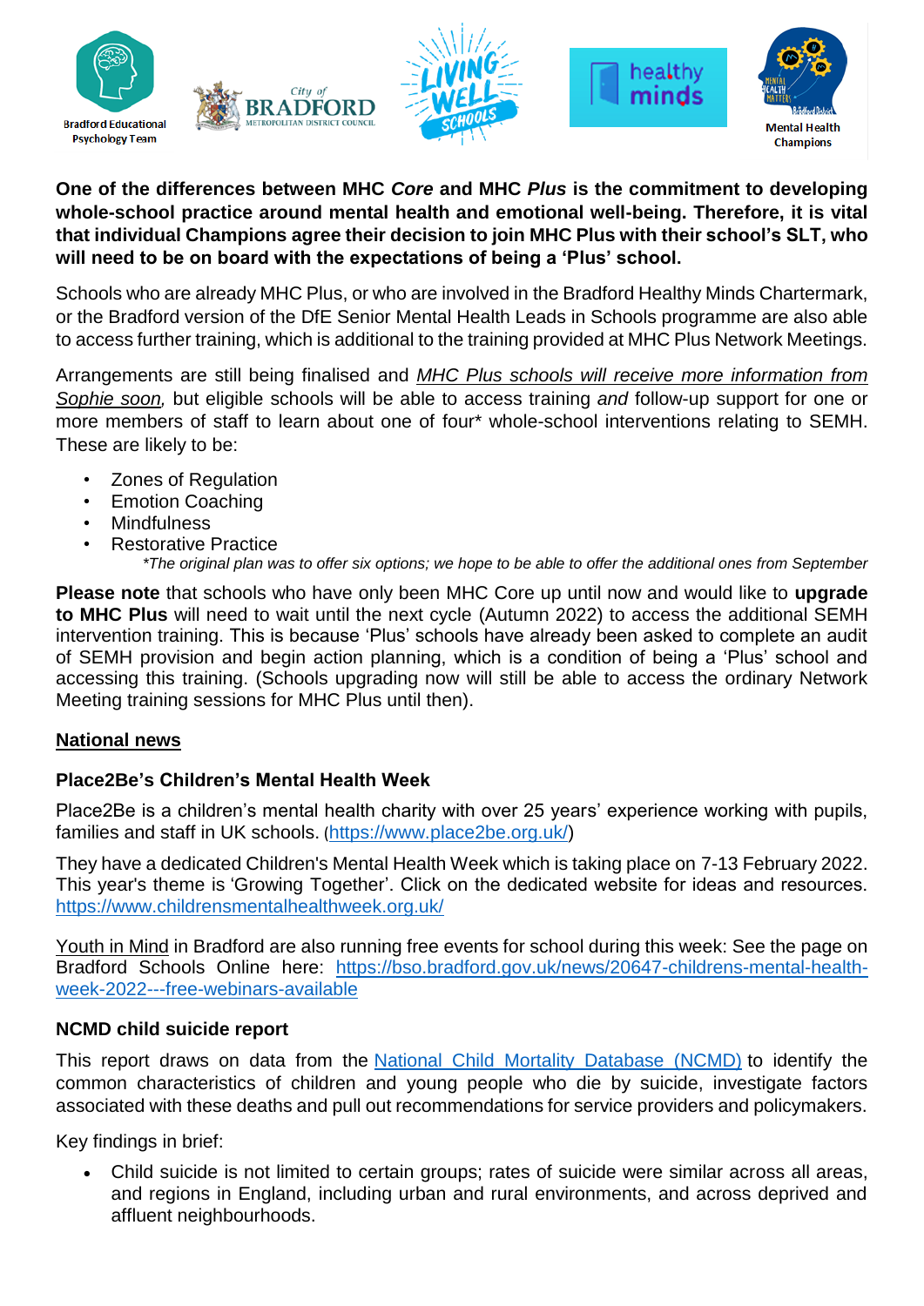**One of the differences between MHC *Core* and MHC *Plus* is the commitment to developing whole-school practice around mental health and emotional well-being. Therefore, it is vital that individual Champions agree their decision to join MHC Plus with their school's SLT, who will need to be on board with the expectations of being a 'Plus' school.**

Schools who are already MHC Plus, or who are involved in the Bradford Healthy Minds Chartermark, or the Bradford version of the DfE Senior Mental Health Leads in Schools programme are also able to access further training, which is additional to the training provided at MHC Plus Network Meetings.

Arrangements are still being finalised and *MHC Plus schools will receive more information from Sophie soon*, but eligible schools will be able to access training *and* follow-up support for one or more members of staff to learn about one of four* whole-school interventions relating to SEMH. These are likely to be:

- Zones of Regulation
- Emotion Coaching
- Mindfulness
- Restorative Practice

*\*The original plan was to offer six options; we hope to be able to offer the additional ones from September*

**Please note** that schools who have only been MHC Core up until now and would like to **upgrade to MHC Plus** will need to wait until the next cycle (Autumn 2022) to access the additional SEMH intervention training. This is because 'Plus' schools have already been asked to complete an audit of SEMH provision and begin action planning, which is a condition of being a 'Plus' school and accessing this training. (Schools upgrading now will still be able to access the ordinary Network Meeting training sessions for MHC Plus until then).

## National news

### Place2Be's Children's Mental Health Week

Place2Be is a children's mental health charity with over 25 years' experience working with pupils, families and staff in UK schools. (https://www.place2be.org.uk/)

They have a dedicated Children's Mental Health Week which is taking place on 7-13 February 2022. This year's theme is 'Growing Together'. Click on the dedicated website for ideas and resources. https://www.childrensmentalhealthweek.org.uk/

Youth in Mind in Bradford are also running free events for school during this week: See the page on Bradford Schools Online here: https://bso.bradford.gov.uk/news/20647-childrens-mental-health-week-2022---free-webinars-available

### NCMD child suicide report

This report draws on data from the National Child Mortality Database (NCMD) to identify the common characteristics of children and young people who die by suicide, investigate factors associated with these deaths and pull out recommendations for service providers and policymakers.

Key findings in brief:

- Child suicide is not limited to certain groups; rates of suicide were similar across all areas, and regions in England, including urban and rural environments, and across deprived and affluent neighbourhoods.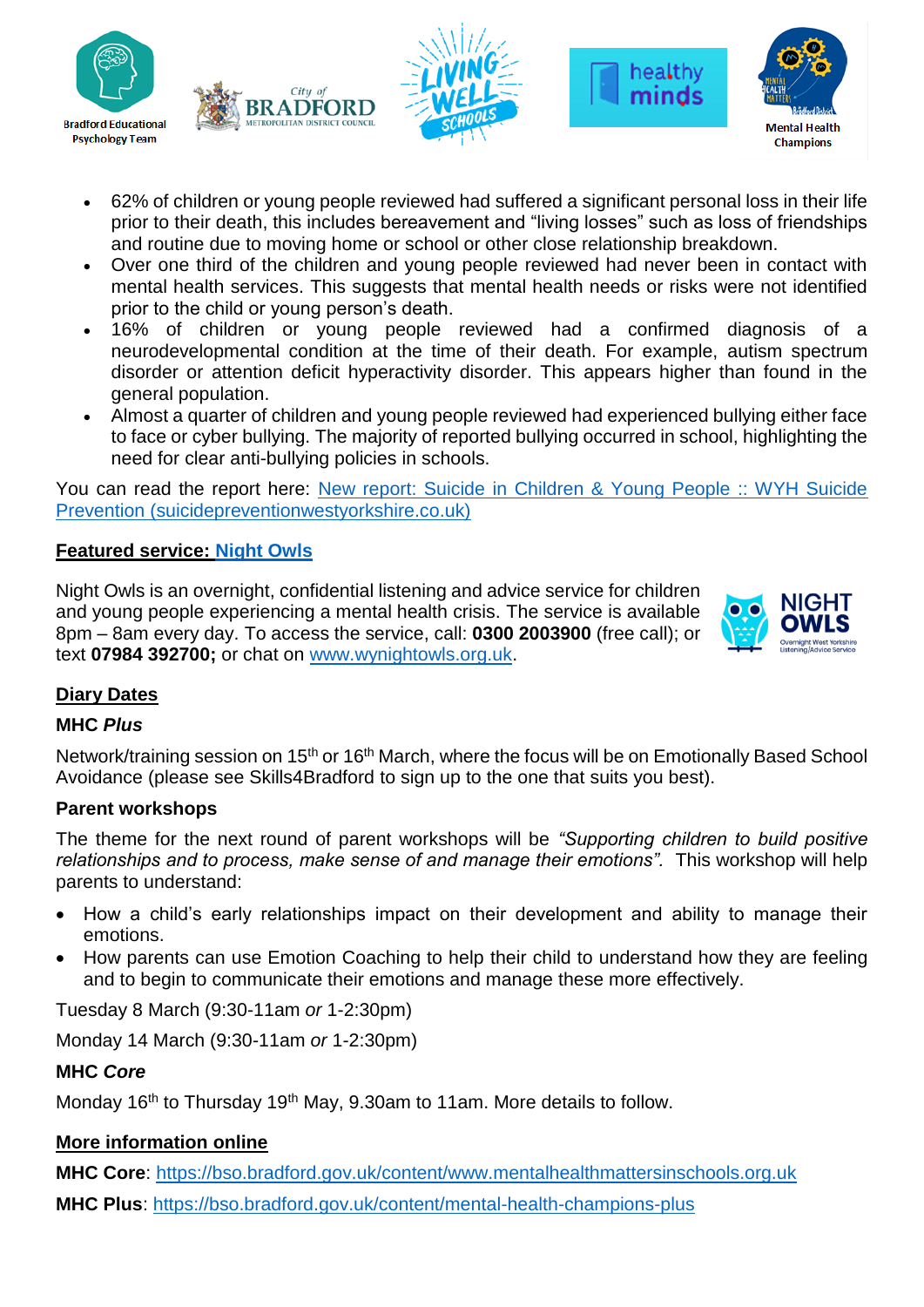- 62% of children or young people reviewed had suffered a significant personal loss in their life prior to their death, this includes bereavement and "living losses" such as loss of friendships and routine due to moving home or school or other close relationship breakdown.
- Over one third of the children and young people reviewed had never been in contact with mental health services. This suggests that mental health needs or risks were not identified prior to the child or young person's death.
- 16% of children or young people reviewed had a confirmed diagnosis of a neurodevelopmental condition at the time of their death. For example, autism spectrum disorder or attention deficit hyperactivity disorder. This appears higher than found in the general population.
- Almost a quarter of children and young people reviewed had experienced bullying either face to face or cyber bullying. The majority of reported bullying occurred in school, highlighting the need for clear anti-bullying policies in schools.

You can read the report here: New report: Suicide in Children & Young People :: WYH Suicide Prevention (suicidepreventionwestyorkshire.co.uk)

## Featured service: Night Owls

Night Owls is an overnight, confidential listening and advice service for children and young people experiencing a mental health crisis. The service is available 8pm – 8am every day. To access the service, call: **0300 2003900** (free call); or text **07984 392700;** or chat on www.wynightowls.org.uk.

## Diary Dates

### MHC *Plus*

Network/training session on 15th or 16th March, where the focus will be on Emotionally Based School Avoidance (please see Skills4Bradford to sign up to the one that suits you best).

### Parent workshops

The theme for the next round of parent workshops will be *"Supporting children to build positive relationships and to process, make sense of and manage their emotions".* This workshop will help parents to understand:

- How a child's early relationships impact on their development and ability to manage their emotions.
- How parents can use Emotion Coaching to help their child to understand how they are feeling and to begin to communicate their emotions and manage these more effectively.

Tuesday 8 March (9:30-11am *or* 1-2:30pm)

Monday 14 March (9:30-11am *or* 1-2:30pm)

### MHC *Core*

Monday 16th to Thursday 19th May, 9.30am to 11am. More details to follow.

## More information online

**MHC Core**: https://bso.bradford.gov.uk/content/www.mentalhealthmattersinschools.org.uk

**MHC Plus**: https://bso.bradford.gov.uk/content/mental-health-champions-plus